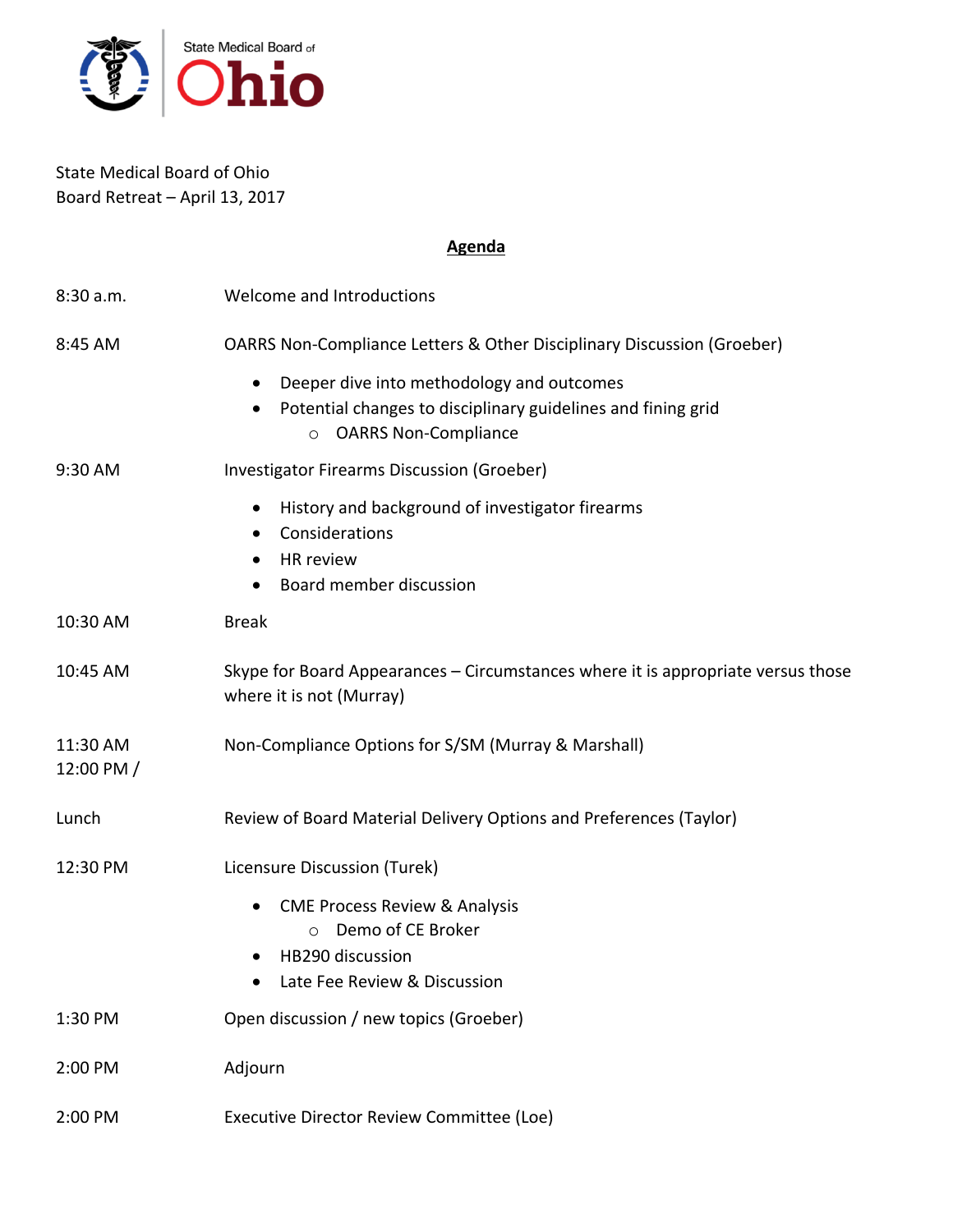State Medical Board of Ohio

State Medical Board of Ohio
Board Retreat – April 13, 2017

## Agenda

8:30 a.m. Welcome and Introductions

8:45 AM OARRS Non-Compliance Letters & Other Disciplinary Discussion (Groeber)

- Deeper dive into methodology and outcomes
- Potential changes to disciplinary guidelines and fining grid
  - OARRS Non-Compliance

9:30 AM Investigator Firearms Discussion (Groeber)

- History and background of investigator firearms
- Considerations
- HR review
- Board member discussion

10:30 AM Break

10:45 AM Skype for Board Appearances – Circumstances where it is appropriate versus those where it is not (Murray)

11:30 AM Non-Compliance Options for S/SM (Murray & Marshall)

12:00 PM / Lunch Review of Board Material Delivery Options and Preferences (Taylor)

12:30 PM Licensure Discussion (Turek)

- CME Process Review & Analysis
  - Demo of CE Broker
- HB290 discussion
- Late Fee Review & Discussion

1:30 PM Open discussion / new topics (Groeber)

2:00 PM Adjourn

2:00 PM Executive Director Review Committee (Loe)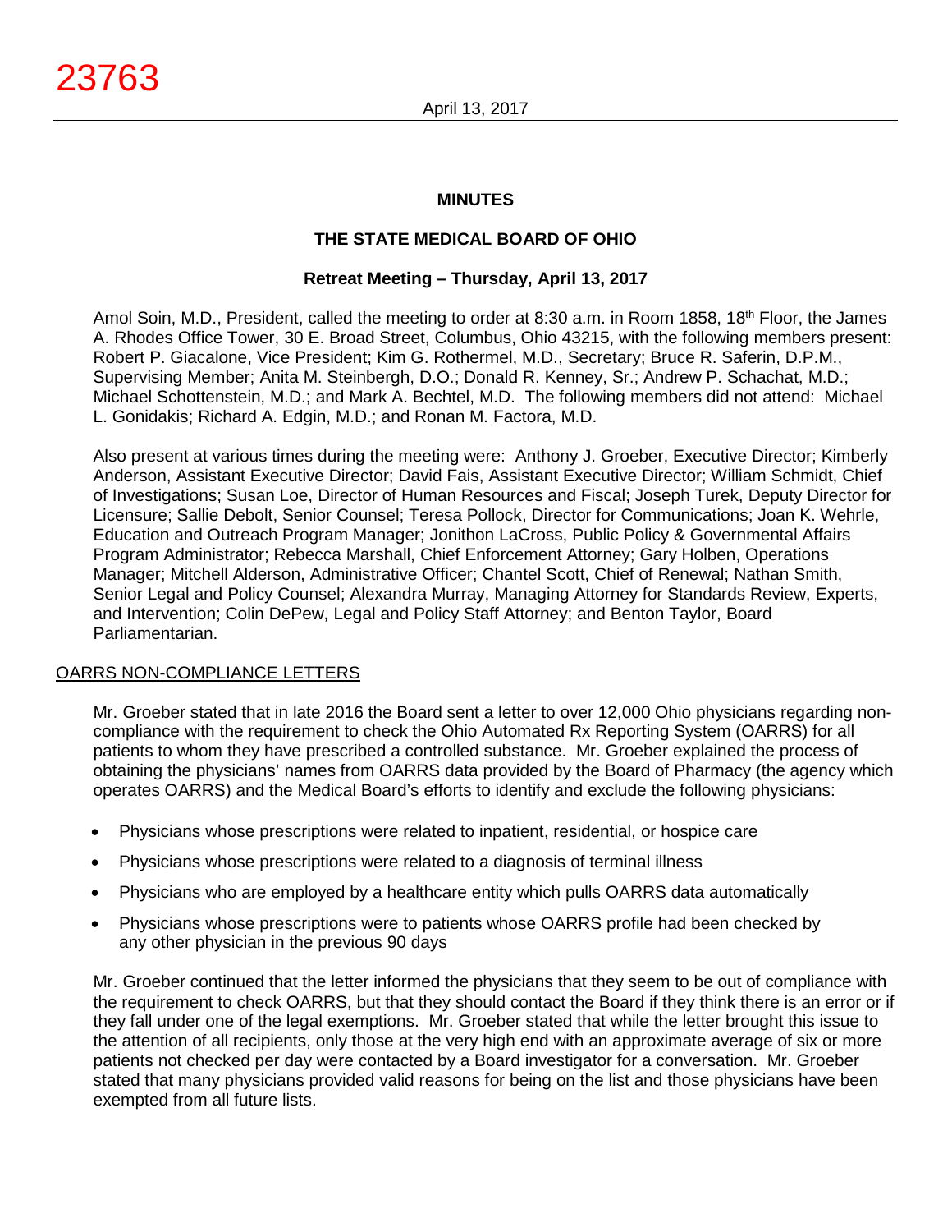# MINUTES

## THE STATE MEDICAL BOARD OF OHIO

### Retreat Meeting – Thursday, April 13, 2017

Amol Soin, M.D., President, called the meeting to order at 8:30 a.m. in Room 1858, 18th Floor, the James A. Rhodes Office Tower, 30 E. Broad Street, Columbus, Ohio 43215, with the following members present: Robert P. Giacalone, Vice President; Kim G. Rothermel, M.D., Secretary; Bruce R. Saferin, D.P.M., Supervising Member; Anita M. Steinbergh, D.O.; Donald R. Kenney, Sr.; Andrew P. Schachat, M.D.; Michael Schottenstein, M.D.; and Mark A. Bechtel, M.D. The following members did not attend: Michael L. Gonidakis; Richard A. Edgin, M.D.; and Ronan M. Factora, M.D.

Also present at various times during the meeting were: Anthony J. Groeber, Executive Director; Kimberly Anderson, Assistant Executive Director; David Fais, Assistant Executive Director; William Schmidt, Chief of Investigations; Susan Loe, Director of Human Resources and Fiscal; Joseph Turek, Deputy Director for Licensure; Sallie Debolt, Senior Counsel; Teresa Pollock, Director for Communications; Joan K. Wehrle, Education and Outreach Program Manager; Jonithon LaCross, Public Policy & Governmental Affairs Program Administrator; Rebecca Marshall, Chief Enforcement Attorney; Gary Holben, Operations Manager; Mitchell Alderson, Administrative Officer; Chantel Scott, Chief of Renewal; Nathan Smith, Senior Legal and Policy Counsel; Alexandra Murray, Managing Attorney for Standards Review, Experts, and Intervention; Colin DePew, Legal and Policy Staff Attorney; and Benton Taylor, Board Parliamentarian.

OARRS NON-COMPLIANCE LETTERS

Mr. Groeber stated that in late 2016 the Board sent a letter to over 12,000 Ohio physicians regarding non-compliance with the requirement to check the Ohio Automated Rx Reporting System (OARRS) for all patients to whom they have prescribed a controlled substance. Mr. Groeber explained the process of obtaining the physicians' names from OARRS data provided by the Board of Pharmacy (the agency which operates OARRS) and the Medical Board's efforts to identify and exclude the following physicians:

- Physicians whose prescriptions were related to inpatient, residential, or hospice care
- Physicians whose prescriptions were related to a diagnosis of terminal illness
- Physicians who are employed by a healthcare entity which pulls OARRS data automatically
- Physicians whose prescriptions were to patients whose OARRS profile had been checked by any other physician in the previous 90 days

Mr. Groeber continued that the letter informed the physicians that they seem to be out of compliance with the requirement to check OARRS, but that they should contact the Board if they think there is an error or if they fall under one of the legal exemptions. Mr. Groeber stated that while the letter brought this issue to the attention of all recipients, only those at the very high end with an approximate average of six or more patients not checked per day were contacted by a Board investigator for a conversation. Mr. Groeber stated that many physicians provided valid reasons for being on the list and those physicians have been exempted from all future lists.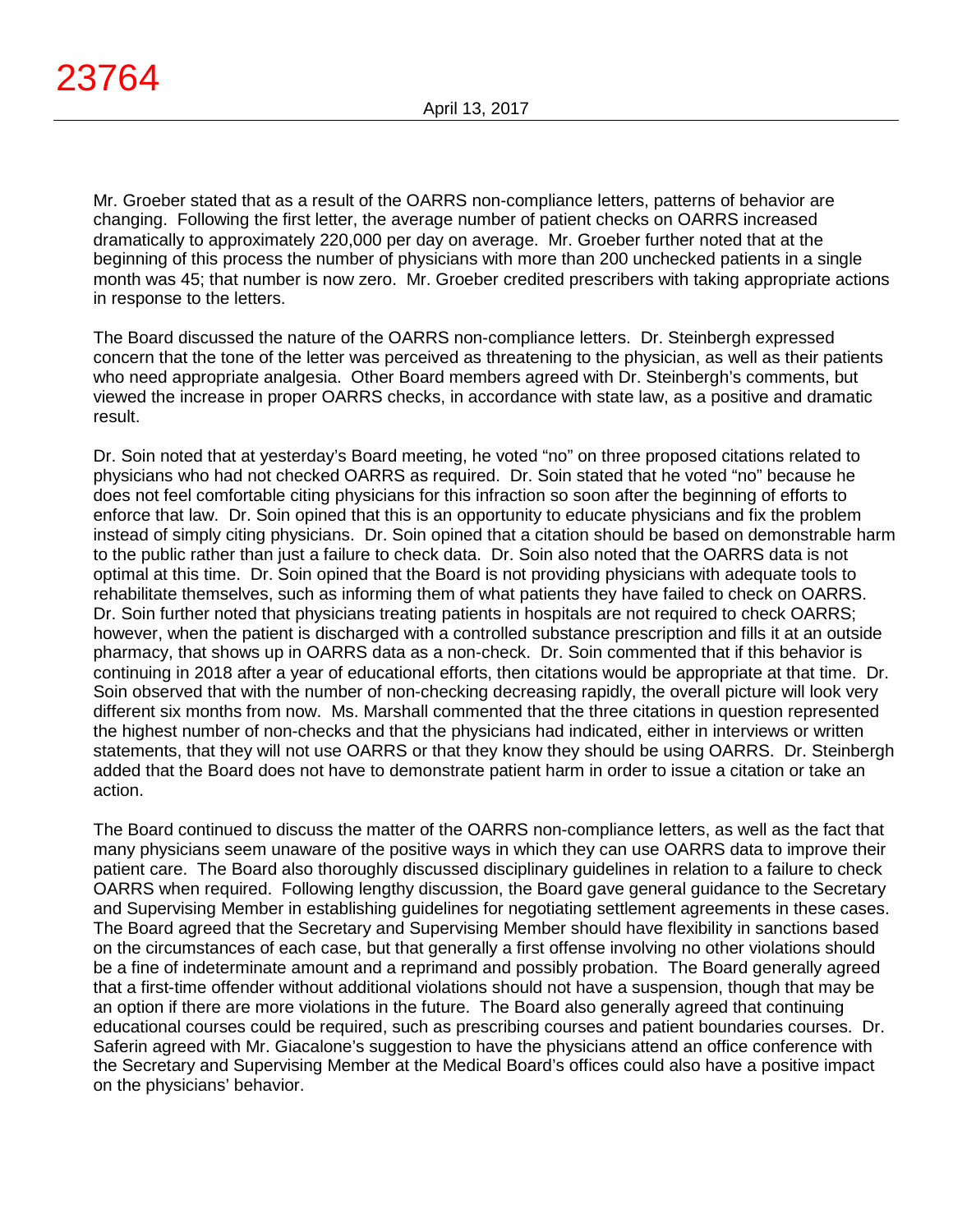Mr. Groeber stated that as a result of the OARRS non-compliance letters, patterns of behavior are changing. Following the first letter, the average number of patient checks on OARRS increased dramatically to approximately 220,000 per day on average. Mr. Groeber further noted that at the beginning of this process the number of physicians with more than 200 unchecked patients in a single month was 45; that number is now zero. Mr. Groeber credited prescribers with taking appropriate actions in response to the letters.

The Board discussed the nature of the OARRS non-compliance letters. Dr. Steinbergh expressed concern that the tone of the letter was perceived as threatening to the physician, as well as their patients who need appropriate analgesia. Other Board members agreed with Dr. Steinbergh's comments, but viewed the increase in proper OARRS checks, in accordance with state law, as a positive and dramatic result.

Dr. Soin noted that at yesterday's Board meeting, he voted "no" on three proposed citations related to physicians who had not checked OARRS as required. Dr. Soin stated that he voted "no" because he does not feel comfortable citing physicians for this infraction so soon after the beginning of efforts to enforce that law. Dr. Soin opined that this is an opportunity to educate physicians and fix the problem instead of simply citing physicians. Dr. Soin opined that a citation should be based on demonstrable harm to the public rather than just a failure to check data. Dr. Soin also noted that the OARRS data is not optimal at this time. Dr. Soin opined that the Board is not providing physicians with adequate tools to rehabilitate themselves, such as informing them of what patients they have failed to check on OARRS. Dr. Soin further noted that physicians treating patients in hospitals are not required to check OARRS; however, when the patient is discharged with a controlled substance prescription and fills it at an outside pharmacy, that shows up in OARRS data as a non-check. Dr. Soin commented that if this behavior is continuing in 2018 after a year of educational efforts, then citations would be appropriate at that time. Dr. Soin observed that with the number of non-checking decreasing rapidly, the overall picture will look very different six months from now. Ms. Marshall commented that the three citations in question represented the highest number of non-checks and that the physicians had indicated, either in interviews or written statements, that they will not use OARRS or that they know they should be using OARRS. Dr. Steinbergh added that the Board does not have to demonstrate patient harm in order to issue a citation or take an action.

The Board continued to discuss the matter of the OARRS non-compliance letters, as well as the fact that many physicians seem unaware of the positive ways in which they can use OARRS data to improve their patient care. The Board also thoroughly discussed disciplinary guidelines in relation to a failure to check OARRS when required. Following lengthy discussion, the Board gave general guidance to the Secretary and Supervising Member in establishing guidelines for negotiating settlement agreements in these cases. The Board agreed that the Secretary and Supervising Member should have flexibility in sanctions based on the circumstances of each case, but that generally a first offense involving no other violations should be a fine of indeterminate amount and a reprimand and possibly probation. The Board generally agreed that a first-time offender without additional violations should not have a suspension, though that may be an option if there are more violations in the future. The Board also generally agreed that continuing educational courses could be required, such as prescribing courses and patient boundaries courses. Dr. Saferin agreed with Mr. Giacalone's suggestion to have the physicians attend an office conference with the Secretary and Supervising Member at the Medical Board's offices could also have a positive impact on the physicians' behavior.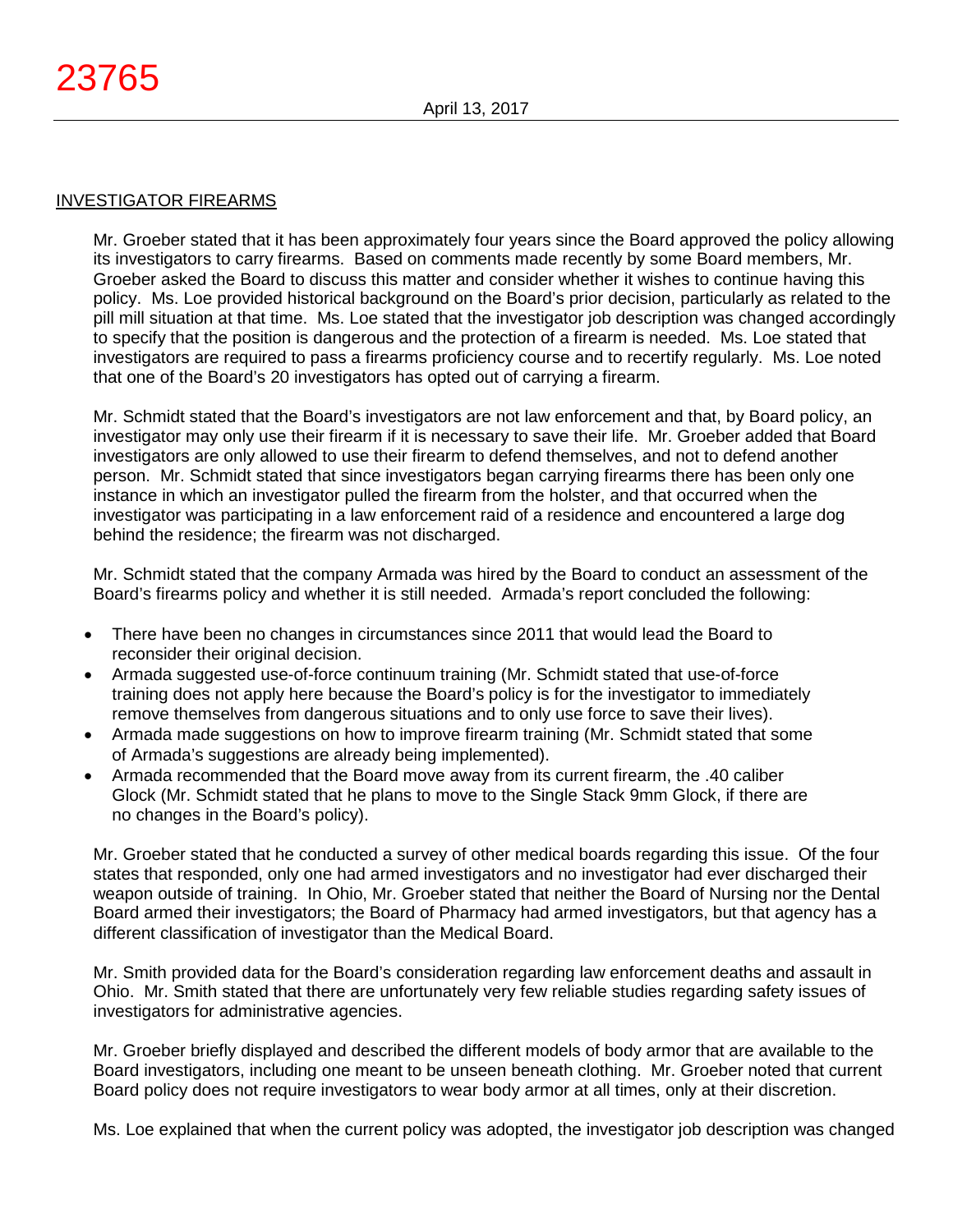## INVESTIGATOR FIREARMS

Mr. Groeber stated that it has been approximately four years since the Board approved the policy allowing its investigators to carry firearms. Based on comments made recently by some Board members, Mr. Groeber asked the Board to discuss this matter and consider whether it wishes to continue having this policy. Ms. Loe provided historical background on the Board's prior decision, particularly as related to the pill mill situation at that time. Ms. Loe stated that the investigator job description was changed accordingly to specify that the position is dangerous and the protection of a firearm is needed. Ms. Loe stated that investigators are required to pass a firearms proficiency course and to recertify regularly. Ms. Loe noted that one of the Board's 20 investigators has opted out of carrying a firearm.

Mr. Schmidt stated that the Board's investigators are not law enforcement and that, by Board policy, an investigator may only use their firearm if it is necessary to save their life. Mr. Groeber added that Board investigators are only allowed to use their firearm to defend themselves, and not to defend another person. Mr. Schmidt stated that since investigators began carrying firearms there has been only one instance in which an investigator pulled the firearm from the holster, and that occurred when the investigator was participating in a law enforcement raid of a residence and encountered a large dog behind the residence; the firearm was not discharged.

Mr. Schmidt stated that the company Armada was hired by the Board to conduct an assessment of the Board's firearms policy and whether it is still needed. Armada's report concluded the following:

- There have been no changes in circumstances since 2011 that would lead the Board to reconsider their original decision.
- Armada suggested use-of-force continuum training (Mr. Schmidt stated that use-of-force training does not apply here because the Board's policy is for the investigator to immediately remove themselves from dangerous situations and to only use force to save their lives).
- Armada made suggestions on how to improve firearm training (Mr. Schmidt stated that some of Armada's suggestions are already being implemented).
- Armada recommended that the Board move away from its current firearm, the .40 caliber Glock (Mr. Schmidt stated that he plans to move to the Single Stack 9mm Glock, if there are no changes in the Board's policy).

Mr. Groeber stated that he conducted a survey of other medical boards regarding this issue. Of the four states that responded, only one had armed investigators and no investigator had ever discharged their weapon outside of training. In Ohio, Mr. Groeber stated that neither the Board of Nursing nor the Dental Board armed their investigators; the Board of Pharmacy had armed investigators, but that agency has a different classification of investigator than the Medical Board.

Mr. Smith provided data for the Board's consideration regarding law enforcement deaths and assault in Ohio. Mr. Smith stated that there are unfortunately very few reliable studies regarding safety issues of investigators for administrative agencies.

Mr. Groeber briefly displayed and described the different models of body armor that are available to the Board investigators, including one meant to be unseen beneath clothing. Mr. Groeber noted that current Board policy does not require investigators to wear body armor at all times, only at their discretion.

Ms. Loe explained that when the current policy was adopted, the investigator job description was changed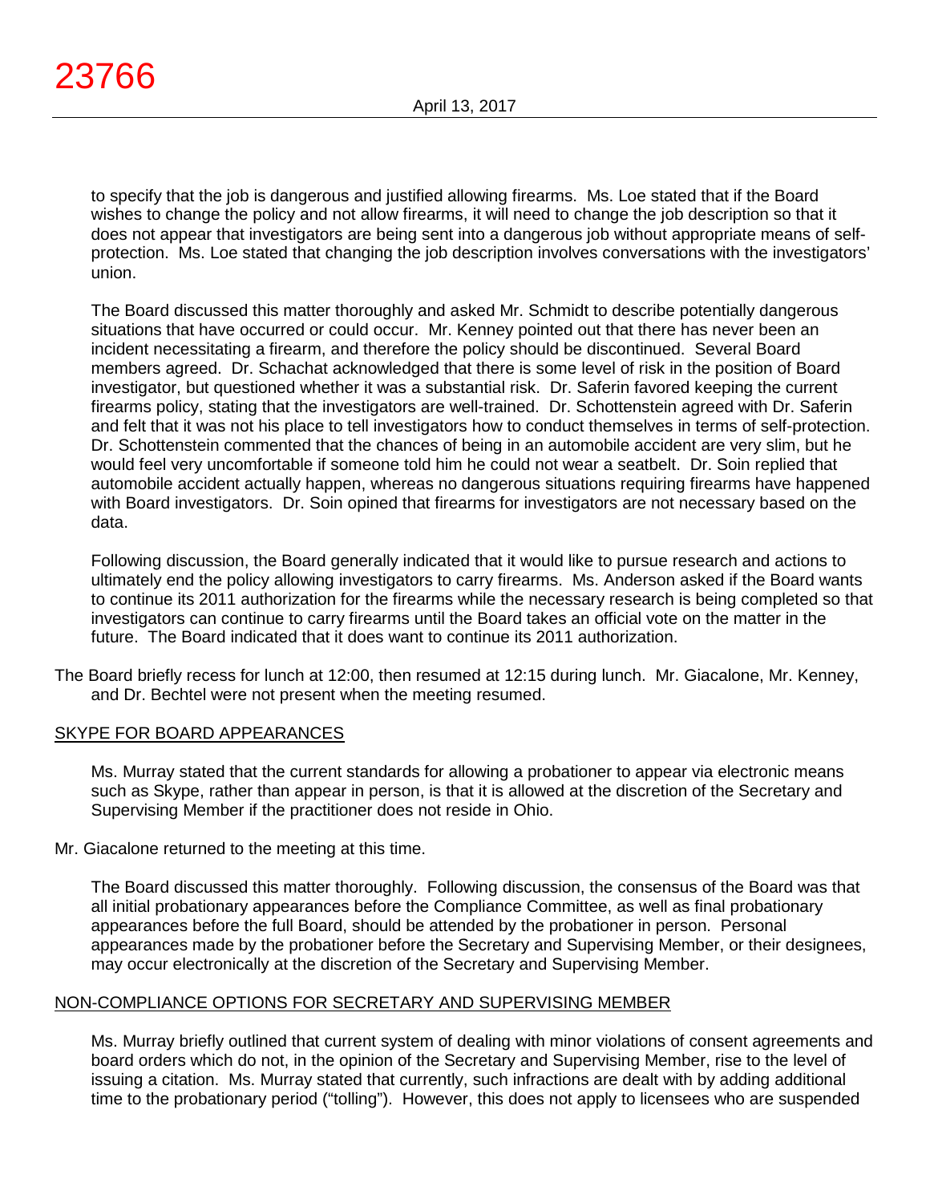to specify that the job is dangerous and justified allowing firearms. Ms. Loe stated that if the Board wishes to change the policy and not allow firearms, it will need to change the job description so that it does not appear that investigators are being sent into a dangerous job without appropriate means of self-protection. Ms. Loe stated that changing the job description involves conversations with the investigators' union.

The Board discussed this matter thoroughly and asked Mr. Schmidt to describe potentially dangerous situations that have occurred or could occur. Mr. Kenney pointed out that there has never been an incident necessitating a firearm, and therefore the policy should be discontinued. Several Board members agreed. Dr. Schachat acknowledged that there is some level of risk in the position of Board investigator, but questioned whether it was a substantial risk. Dr. Saferin favored keeping the current firearms policy, stating that the investigators are well-trained. Dr. Schottenstein agreed with Dr. Saferin and felt that it was not his place to tell investigators how to conduct themselves in terms of self-protection. Dr. Schottenstein commented that the chances of being in an automobile accident are very slim, but he would feel very uncomfortable if someone told him he could not wear a seatbelt. Dr. Soin replied that automobile accident actually happen, whereas no dangerous situations requiring firearms have happened with Board investigators. Dr. Soin opined that firearms for investigators are not necessary based on the data.

Following discussion, the Board generally indicated that it would like to pursue research and actions to ultimately end the policy allowing investigators to carry firearms. Ms. Anderson asked if the Board wants to continue its 2011 authorization for the firearms while the necessary research is being completed so that investigators can continue to carry firearms until the Board takes an official vote on the matter in the future. The Board indicated that it does want to continue its 2011 authorization.

The Board briefly recess for lunch at 12:00, then resumed at 12:15 during lunch. Mr. Giacalone, Mr. Kenney, and Dr. Bechtel were not present when the meeting resumed.

## SKYPE FOR BOARD APPEARANCES

Ms. Murray stated that the current standards for allowing a probationer to appear via electronic means such as Skype, rather than appear in person, is that it is allowed at the discretion of the Secretary and Supervising Member if the practitioner does not reside in Ohio.

Mr. Giacalone returned to the meeting at this time.

The Board discussed this matter thoroughly. Following discussion, the consensus of the Board was that all initial probationary appearances before the Compliance Committee, as well as final probationary appearances before the full Board, should be attended by the probationer in person. Personal appearances made by the probationer before the Secretary and Supervising Member, or their designees, may occur electronically at the discretion of the Secretary and Supervising Member.

## NON-COMPLIANCE OPTIONS FOR SECRETARY AND SUPERVISING MEMBER

Ms. Murray briefly outlined that current system of dealing with minor violations of consent agreements and board orders which do not, in the opinion of the Secretary and Supervising Member, rise to the level of issuing a citation. Ms. Murray stated that currently, such infractions are dealt with by adding additional time to the probationary period ("tolling"). However, this does not apply to licensees who are suspended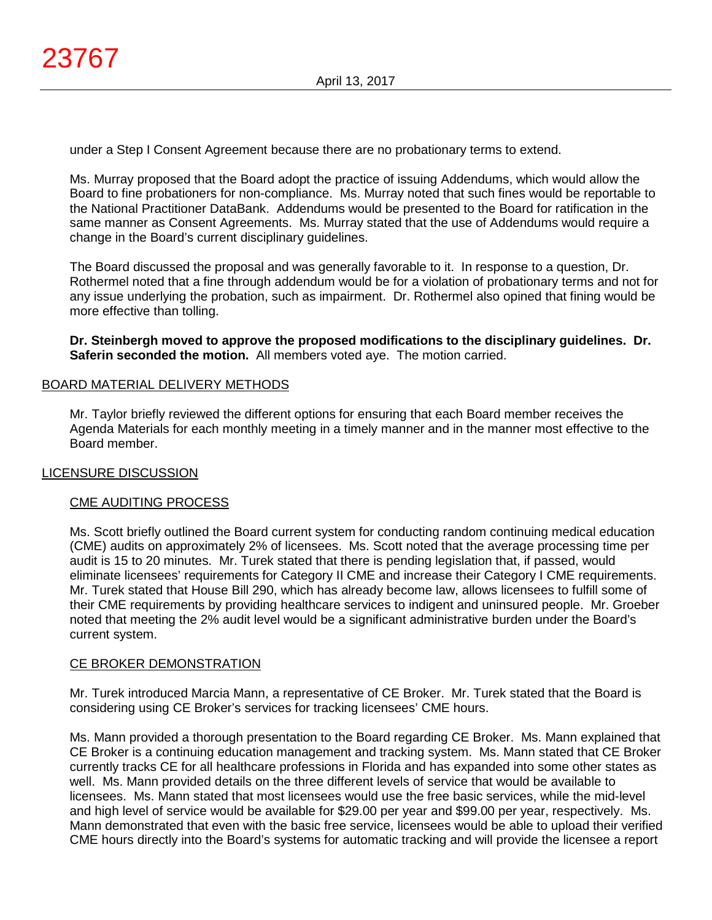under a Step I Consent Agreement because there are no probationary terms to extend.

Ms. Murray proposed that the Board adopt the practice of issuing Addendums, which would allow the Board to fine probationers for non-compliance. Ms. Murray noted that such fines would be reportable to the National Practitioner DataBank. Addendums would be presented to the Board for ratification in the same manner as Consent Agreements. Ms. Murray stated that the use of Addendums would require a change in the Board's current disciplinary guidelines.

The Board discussed the proposal and was generally favorable to it. In response to a question, Dr. Rothermel noted that a fine through addendum would be for a violation of probationary terms and not for any issue underlying the probation, such as impairment. Dr. Rothermel also opined that fining would be more effective than tolling.

**Dr. Steinbergh moved to approve the proposed modifications to the disciplinary guidelines. Dr. Saferin seconded the motion.** All members voted aye. The motion carried.

## BOARD MATERIAL DELIVERY METHODS

Mr. Taylor briefly reviewed the different options for ensuring that each Board member receives the Agenda Materials for each monthly meeting in a timely manner and in the manner most effective to the Board member.

## LICENSURE DISCUSSION

### CME AUDITING PROCESS

Ms. Scott briefly outlined the Board current system for conducting random continuing medical education (CME) audits on approximately 2% of licensees. Ms. Scott noted that the average processing time per audit is 15 to 20 minutes. Mr. Turek stated that there is pending legislation that, if passed, would eliminate licensees' requirements for Category II CME and increase their Category I CME requirements. Mr. Turek stated that House Bill 290, which has already become law, allows licensees to fulfill some of their CME requirements by providing healthcare services to indigent and uninsured people. Mr. Groeber noted that meeting the 2% audit level would be a significant administrative burden under the Board's current system.

### CE BROKER DEMONSTRATION

Mr. Turek introduced Marcia Mann, a representative of CE Broker. Mr. Turek stated that the Board is considering using CE Broker's services for tracking licensees' CME hours.

Ms. Mann provided a thorough presentation to the Board regarding CE Broker. Ms. Mann explained that CE Broker is a continuing education management and tracking system. Ms. Mann stated that CE Broker currently tracks CE for all healthcare professions in Florida and has expanded into some other states as well. Ms. Mann provided details on the three different levels of service that would be available to licensees. Ms. Mann stated that most licensees would use the free basic services, while the mid-level and high level of service would be available for $29.00 per year and $99.00 per year, respectively. Ms. Mann demonstrated that even with the basic free service, licensees would be able to upload their verified CME hours directly into the Board's systems for automatic tracking and will provide the licensee a report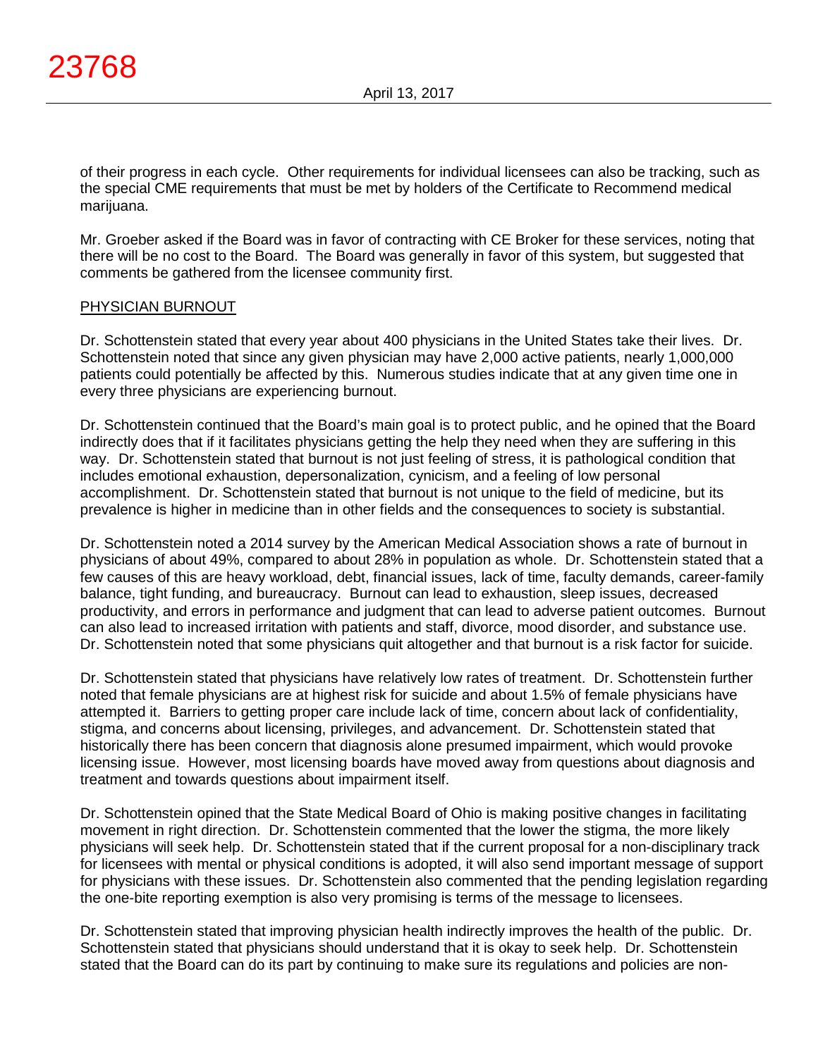of their progress in each cycle. Other requirements for individual licensees can also be tracking, such as the special CME requirements that must be met by holders of the Certificate to Recommend medical marijuana.

Mr. Groeber asked if the Board was in favor of contracting with CE Broker for these services, noting that there will be no cost to the Board. The Board was generally in favor of this system, but suggested that comments be gathered from the licensee community first.

PHYSICIAN BURNOUT

Dr. Schottenstein stated that every year about 400 physicians in the United States take their lives. Dr. Schottenstein noted that since any given physician may have 2,000 active patients, nearly 1,000,000 patients could potentially be affected by this. Numerous studies indicate that at any given time one in every three physicians are experiencing burnout.

Dr. Schottenstein continued that the Board's main goal is to protect public, and he opined that the Board indirectly does that if it facilitates physicians getting the help they need when they are suffering in this way. Dr. Schottenstein stated that burnout is not just feeling of stress, it is pathological condition that includes emotional exhaustion, depersonalization, cynicism, and a feeling of low personal accomplishment. Dr. Schottenstein stated that burnout is not unique to the field of medicine, but its prevalence is higher in medicine than in other fields and the consequences to society is substantial.

Dr. Schottenstein noted a 2014 survey by the American Medical Association shows a rate of burnout in physicians of about 49%, compared to about 28% in population as whole. Dr. Schottenstein stated that a few causes of this are heavy workload, debt, financial issues, lack of time, faculty demands, career-family balance, tight funding, and bureaucracy. Burnout can lead to exhaustion, sleep issues, decreased productivity, and errors in performance and judgment that can lead to adverse patient outcomes. Burnout can also lead to increased irritation with patients and staff, divorce, mood disorder, and substance use. Dr. Schottenstein noted that some physicians quit altogether and that burnout is a risk factor for suicide.

Dr. Schottenstein stated that physicians have relatively low rates of treatment. Dr. Schottenstein further noted that female physicians are at highest risk for suicide and about 1.5% of female physicians have attempted it. Barriers to getting proper care include lack of time, concern about lack of confidentiality, stigma, and concerns about licensing, privileges, and advancement. Dr. Schottenstein stated that historically there has been concern that diagnosis alone presumed impairment, which would provoke licensing issue. However, most licensing boards have moved away from questions about diagnosis and treatment and towards questions about impairment itself.

Dr. Schottenstein opined that the State Medical Board of Ohio is making positive changes in facilitating movement in right direction. Dr. Schottenstein commented that the lower the stigma, the more likely physicians will seek help. Dr. Schottenstein stated that if the current proposal for a non-disciplinary track for licensees with mental or physical conditions is adopted, it will also send important message of support for physicians with these issues. Dr. Schottenstein also commented that the pending legislation regarding the one-bite reporting exemption is also very promising is terms of the message to licensees.

Dr. Schottenstein stated that improving physician health indirectly improves the health of the public. Dr. Schottenstein stated that physicians should understand that it is okay to seek help. Dr. Schottenstein stated that the Board can do its part by continuing to make sure its regulations and policies are non-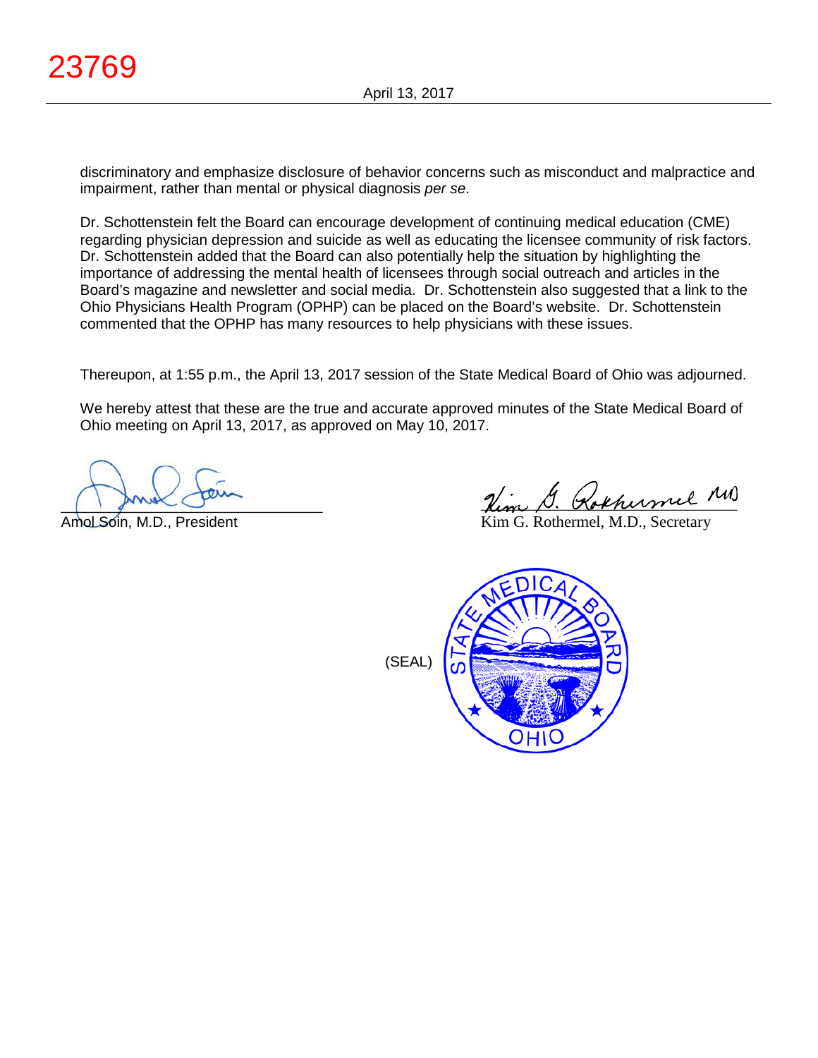discriminatory and emphasize disclosure of behavior concerns such as misconduct and malpractice and impairment, rather than mental or physical diagnosis *per se*.

Dr. Schottenstein felt the Board can encourage development of continuing medical education (CME) regarding physician depression and suicide as well as educating the licensee community of risk factors. Dr. Schottenstein added that the Board can also potentially help the situation by highlighting the importance of addressing the mental health of licensees through social outreach and articles in the Board's magazine and newsletter and social media. Dr. Schottenstein also suggested that a link to the Ohio Physicians Health Program (OPHP) can be placed on the Board's website. Dr. Schottenstein commented that the OPHP has many resources to help physicians with these issues.

Thereupon, at 1:55 p.m., the April 13, 2017 session of the State Medical Board of Ohio was adjourned.

We hereby attest that these are the true and accurate approved minutes of the State Medical Board of Ohio meeting on April 13, 2017, as approved on May 10, 2017.

Amol Soin, M.D., President

Kim G. Rothermel, M.D., Secretary

(SEAL)